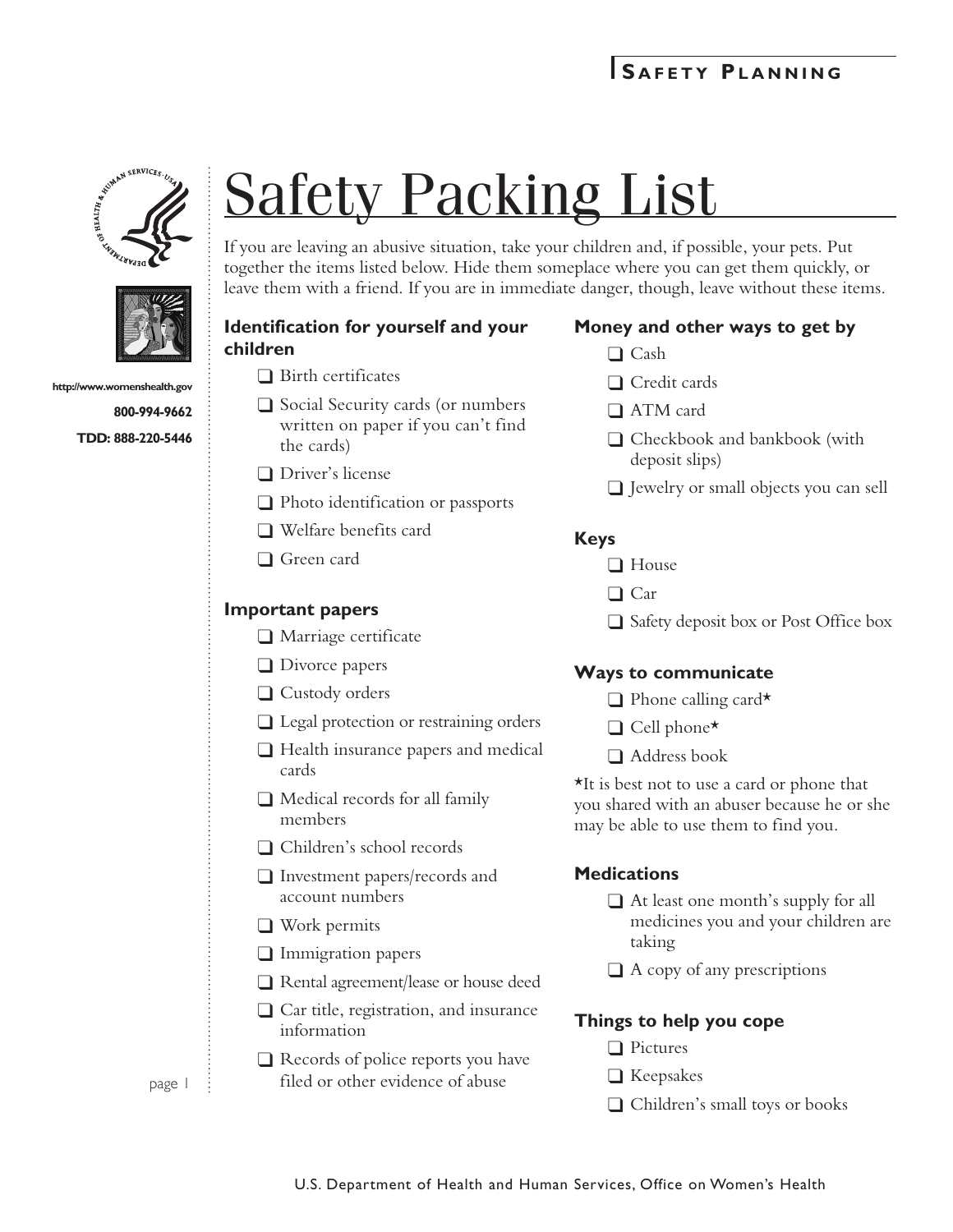# Safety Packing List

http://www.womenshealth.gov

800-994-9662

TDD: 888-220-5446

If you are leaving an abusive situation, take your children and, if possible, your pets. Put together the items listed below. Hide them someplace where you can get them quickly, or leave them with a friend. If you are in immediate danger, though, leave without these items.

### Identification for yourself and your children

- ❑ Birth certificates
- ❑ Social Security cards (or numbers written on paper if you can't find the cards)
- ❑ Driver's license
- ❑ Photo identification or passports
- ❑ Welfare benefits card
- ❑ Green card

### Important papers

- ❑ Marriage certificate
- ❑ Divorce papers
- ❑ Custody orders
- ❑ Legal protection or restraining orders
- ❑ Health insurance papers and medical cards
- ❑ Medical records for all family members
- ❑ Children's school records
- ❑ Investment papers/records and account numbers
- ❑ Work permits
- ❑ Immigration papers
- ❑ Rental agreement/lease or house deed
- ❑ Car title, registration, and insurance information
- ❑ Records of police reports you have filed or other evidence of abuse

### Money and other ways to get by

- ❑ Cash
- ❑ Credit cards
- ❑ ATM card
- ❑ Checkbook and bankbook (with deposit slips)
- ❑ Jewelry or small objects you can sell

### Keys

- ❑ House
- ❑ Car
- ❑ Safety deposit box or Post Office box

### Ways to communicate

- ❑ Phone calling card*
- ❑ Cell phone*
- ❑ Address book

*It is best not to use a card or phone that you shared with an abuser because he or she may be able to use them to find you.

### Medications

- ❑ At least one month's supply for all medicines you and your children are taking
- ❑ A copy of any prescriptions

### Things to help you cope

- ❑ Pictures
- ❑ Keepsakes
- ❑ Children's small toys or books

U.S. Department of Health and Human Services, Office on Women's Health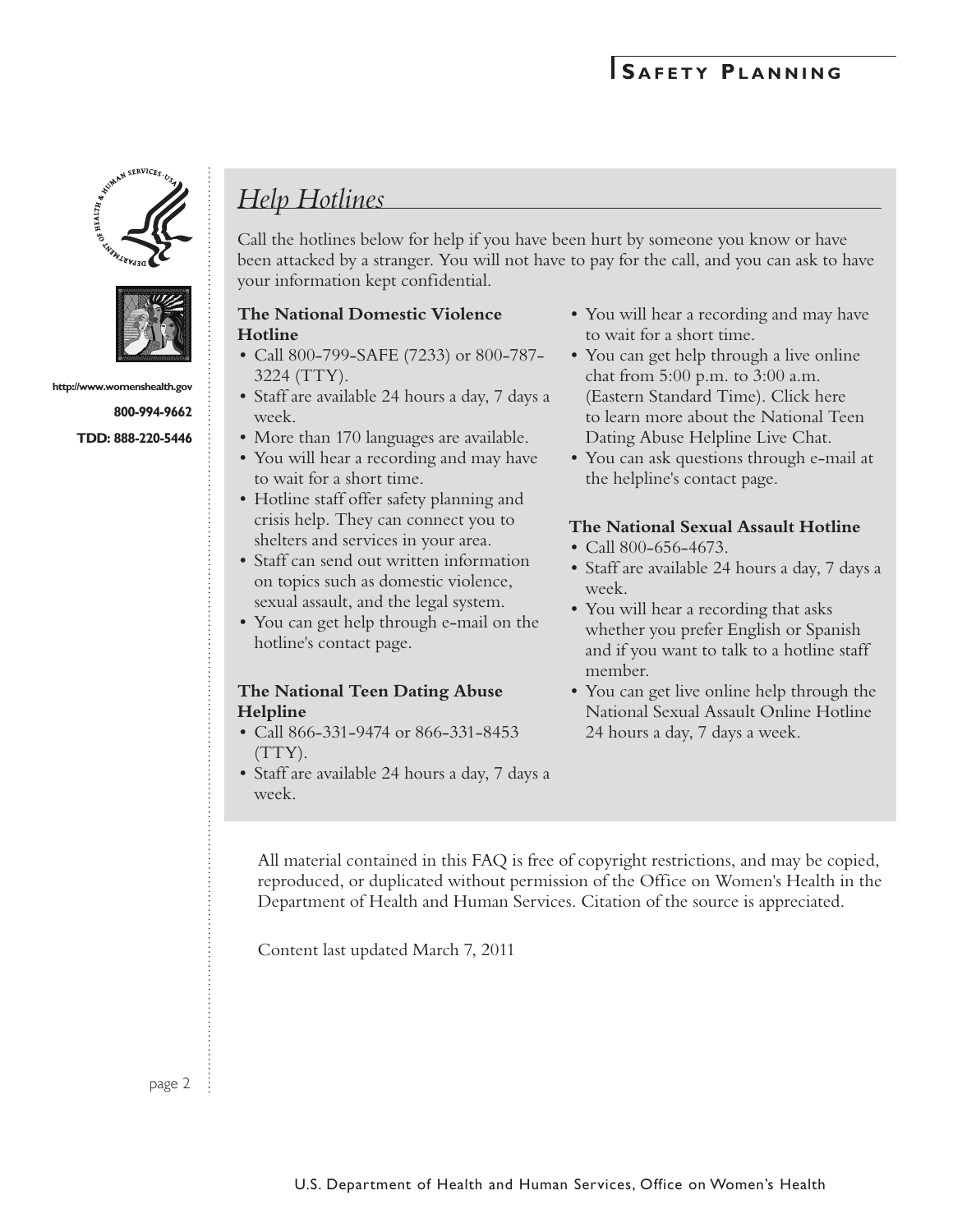## Help Hotlines

Call the hotlines below for help if you have been hurt by someone you know or have been attacked by a stranger. You will not have to pay for the call, and you can ask to have your information kept confidential.

**The National Domestic Violence Hotline**

- Call 800-799-SAFE (7233) or 800-787-3224 (TTY).
- Staff are available 24 hours a day, 7 days a week.
- More than 170 languages are available.
- You will hear a recording and may have to wait for a short time.
- Hotline staff offer safety planning and crisis help. They can connect you to shelters and services in your area.
- Staff can send out written information on topics such as domestic violence, sexual assault, and the legal system.
- You can get help through e-mail on the hotline's contact page.

**The National Teen Dating Abuse Helpline**

- Call 866-331-9474 or 866-331-8453 (TTY).
- Staff are available 24 hours a day, 7 days a week.
- You will hear a recording and may have to wait for a short time.
- You can get help through a live online chat from 5:00 p.m. to 3:00 a.m. (Eastern Standard Time). Click here to learn more about the National Teen Dating Abuse Helpline Live Chat.
- You can ask questions through e-mail at the helpline's contact page.

**The National Sexual Assault Hotline**

- Call 800-656-4673.
- Staff are available 24 hours a day, 7 days a week.
- You will hear a recording that asks whether you prefer English or Spanish and if you want to talk to a hotline staff member.
- You can get live online help through the National Sexual Assault Online Hotline 24 hours a day, 7 days a week.

All material contained in this FAQ is free of copyright restrictions, and may be copied, reproduced, or duplicated without permission of the Office on Women's Health in the Department of Health and Human Services. Citation of the source is appreciated.

Content last updated March 7, 2011